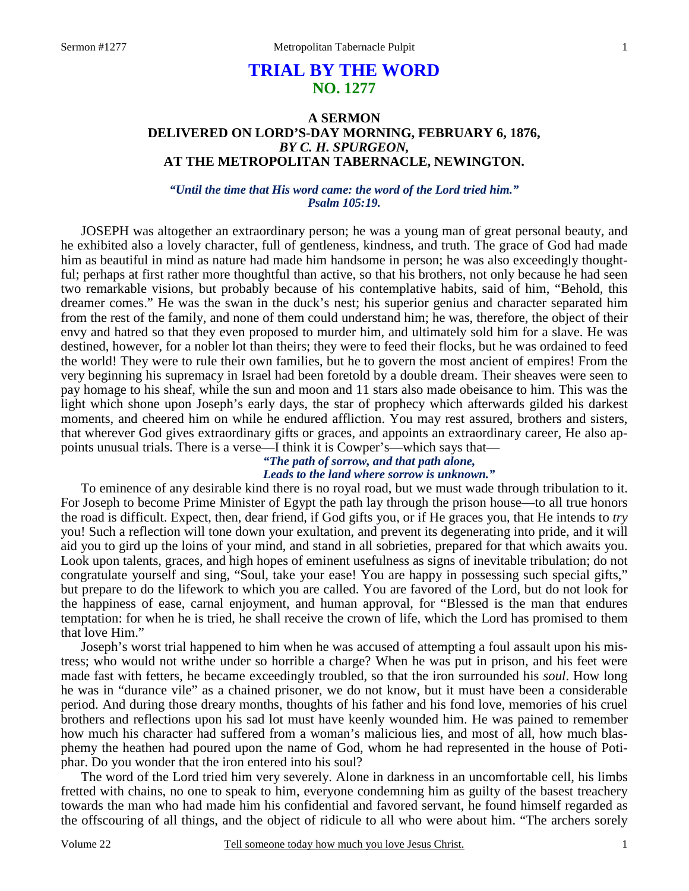# TRIAL BY THE WORD
## NO. 1277

### A SERMON
### DELIVERED ON LORD'S-DAY MORNING, FEBRUARY 6, 1876,
### *BY C. H. SPURGEON,*
### AT THE METROPOLITAN TABERNACLE, NEWINGTON.

*"Until the time that His word came: the word of the Lord tried him." Psalm 105:19.*

JOSEPH was altogether an extraordinary person; he was a young man of great personal beauty, and he exhibited also a lovely character, full of gentleness, kindness, and truth. The grace of God had made him as beautiful in mind as nature had made him handsome in person; he was also exceedingly thoughtful; perhaps at first rather more thoughtful than active, so that his brothers, not only because he had seen two remarkable visions, but probably because of his contemplative habits, said of him, "Behold, this dreamer comes." He was the swan in the duck's nest; his superior genius and character separated him from the rest of the family, and none of them could understand him; he was, therefore, the object of their envy and hatred so that they even proposed to murder him, and ultimately sold him for a slave. He was destined, however, for a nobler lot than theirs; they were to feed their flocks, but he was ordained to feed the world! They were to rule their own families, but he to govern the most ancient of empires! From the very beginning his supremacy in Israel had been foretold by a double dream. Their sheaves were seen to pay homage to his sheaf, while the sun and moon and 11 stars also made obeisance to him. This was the light which shone upon Joseph's early days, the star of prophecy which afterwards gilded his darkest moments, and cheered him on while he endured affliction. You may rest assured, brothers and sisters, that wherever God gives extraordinary gifts or graces, and appoints an extraordinary career, He also appoints unusual trials. There is a verse—I think it is Cowper's—which says that—

*"The path of sorrow, and that path alone,*
*Leads to the land where sorrow is unknown."*

To eminence of any desirable kind there is no royal road, but we must wade through tribulation to it. For Joseph to become Prime Minister of Egypt the path lay through the prison house—to all true honors the road is difficult. Expect, then, dear friend, if God gifts you, or if He graces you, that He intends to *try* you! Such a reflection will tone down your exultation, and prevent its degenerating into pride, and it will aid you to gird up the loins of your mind, and stand in all sobrieties, prepared for that which awaits you. Look upon talents, graces, and high hopes of eminent usefulness as signs of inevitable tribulation; do not congratulate yourself and sing, "Soul, take your ease! You are happy in possessing such special gifts," but prepare to do the lifework to which you are called. You are favored of the Lord, but do not look for the happiness of ease, carnal enjoyment, and human approval, for "Blessed is the man that endures temptation: for when he is tried, he shall receive the crown of life, which the Lord has promised to them that love Him."

Joseph's worst trial happened to him when he was accused of attempting a foul assault upon his mistress; who would not writhe under so horrible a charge? When he was put in prison, and his feet were made fast with fetters, he became exceedingly troubled, so that the iron surrounded his *soul*. How long he was in "durance vile" as a chained prisoner, we do not know, but it must have been a considerable period. And during those dreary months, thoughts of his father and his fond love, memories of his cruel brothers and reflections upon his sad lot must have keenly wounded him. He was pained to remember how much his character had suffered from a woman's malicious lies, and most of all, how much blasphemy the heathen had poured upon the name of God, whom he had represented in the house of Potiphar. Do you wonder that the iron entered into his soul?

The word of the Lord tried him very severely. Alone in darkness in an uncomfortable cell, his limbs fretted with chains, no one to speak to him, everyone condemning him as guilty of the basest treachery towards the man who had made him his confidential and favored servant, he found himself regarded as the offscouring of all things, and the object of ridicule to all who were about him. "The archers sorely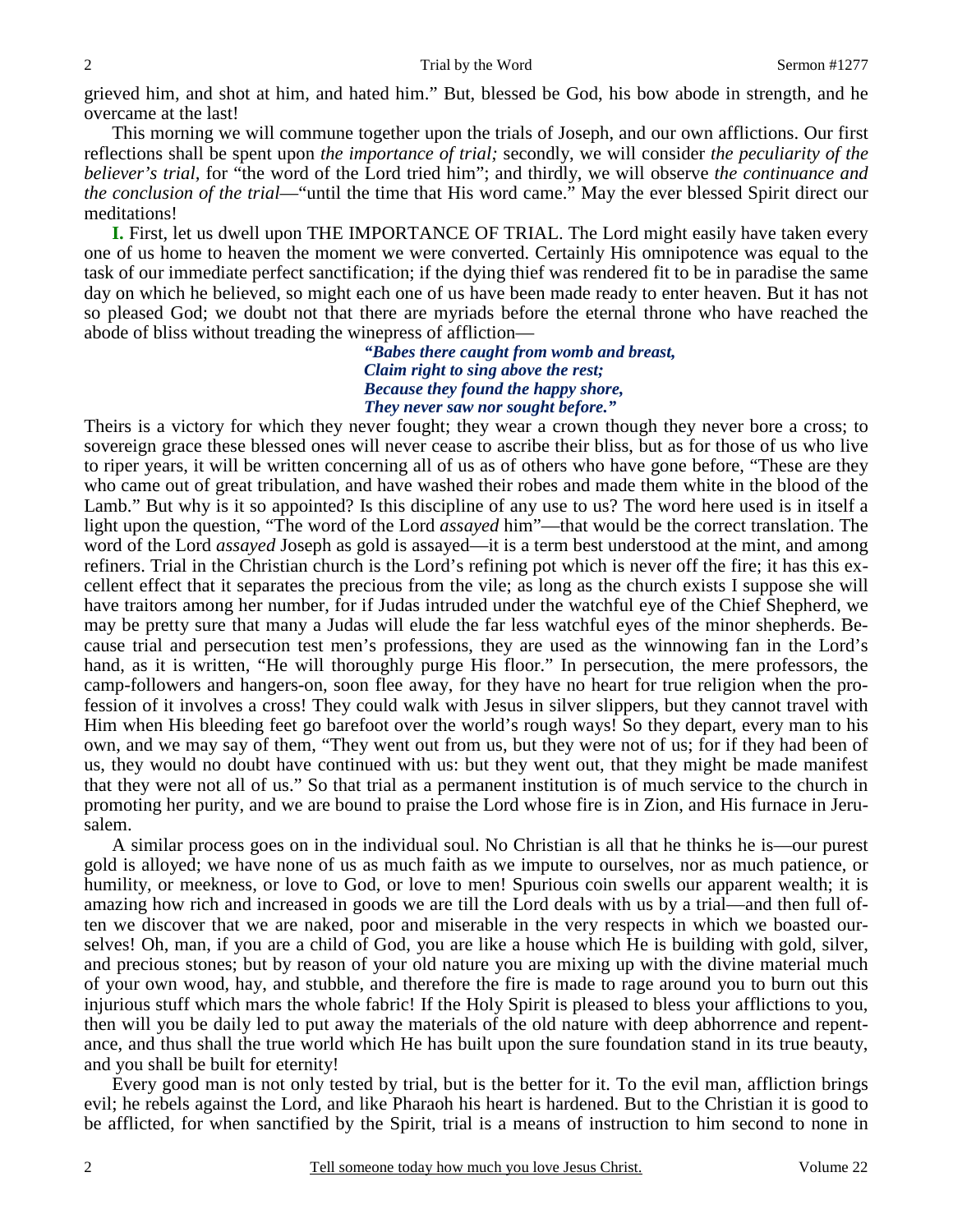grieved him, and shot at him, and hated him." But, blessed be God, his bow abode in strength, and he overcame at the last!

This morning we will commune together upon the trials of Joseph, and our own afflictions. Our first reflections shall be spent upon *the importance of trial;* secondly, we will consider *the peculiarity of the believer's trial,* for "the word of the Lord tried him"; and thirdly, we will observe *the continuance and the conclusion of the trial*—"until the time that His word came." May the ever blessed Spirit direct our meditations!

**I.** First, let us dwell upon THE IMPORTANCE OF TRIAL. The Lord might easily have taken every one of us home to heaven the moment we were converted. Certainly His omnipotence was equal to the task of our immediate perfect sanctification; if the dying thief was rendered fit to be in paradise the same day on which he believed, so might each one of us have been made ready to enter heaven. But it has not so pleased God; we doubt not that there are myriads before the eternal throne who have reached the abode of bliss without treading the winepress of affliction—

> ***"Babes there caught from womb and breast,***
> ***Claim right to sing above the rest;***
> ***Because they found the happy shore,***
> ***They never saw nor sought before."***

Theirs is a victory for which they never fought; they wear a crown though they never bore a cross; to sovereign grace these blessed ones will never cease to ascribe their bliss, but as for those of us who live to riper years, it will be written concerning all of us as of others who have gone before, "These are they who came out of great tribulation, and have washed their robes and made them white in the blood of the Lamb." But why is it so appointed? Is this discipline of any use to us? The word here used is in itself a light upon the question, "The word of the Lord *assayed* him"—that would be the correct translation. The word of the Lord *assayed* Joseph as gold is assayed—it is a term best understood at the mint, and among refiners. Trial in the Christian church is the Lord's refining pot which is never off the fire; it has this excellent effect that it separates the precious from the vile; as long as the church exists I suppose she will have traitors among her number, for if Judas intruded under the watchful eye of the Chief Shepherd, we may be pretty sure that many a Judas will elude the far less watchful eyes of the minor shepherds. Because trial and persecution test men's professions, they are used as the winnowing fan in the Lord's hand, as it is written, "He will thoroughly purge His floor." In persecution, the mere professors, the camp-followers and hangers-on, soon flee away, for they have no heart for true religion when the profession of it involves a cross! They could walk with Jesus in silver slippers, but they cannot travel with Him when His bleeding feet go barefoot over the world's rough ways! So they depart, every man to his own, and we may say of them, "They went out from us, but they were not of us; for if they had been of us, they would no doubt have continued with us: but they went out, that they might be made manifest that they were not all of us." So that trial as a permanent institution is of much service to the church in promoting her purity, and we are bound to praise the Lord whose fire is in Zion, and His furnace in Jerusalem.

A similar process goes on in the individual soul. No Christian is all that he thinks he is—our purest gold is alloyed; we have none of us as much faith as we impute to ourselves, nor as much patience, or humility, or meekness, or love to God, or love to men! Spurious coin swells our apparent wealth; it is amazing how rich and increased in goods we are till the Lord deals with us by a trial—and then full often we discover that we are naked, poor and miserable in the very respects in which we boasted ourselves! Oh, man, if you are a child of God, you are like a house which He is building with gold, silver, and precious stones; but by reason of your old nature you are mixing up with the divine material much of your own wood, hay, and stubble, and therefore the fire is made to rage around you to burn out this injurious stuff which mars the whole fabric! If the Holy Spirit is pleased to bless your afflictions to you, then will you be daily led to put away the materials of the old nature with deep abhorrence and repentance, and thus shall the true world which He has built upon the sure foundation stand in its true beauty, and you shall be built for eternity!

Every good man is not only tested by trial, but is the better for it. To the evil man, affliction brings evil; he rebels against the Lord, and like Pharaoh his heart is hardened. But to the Christian it is good to be afflicted, for when sanctified by the Spirit, trial is a means of instruction to him second to none in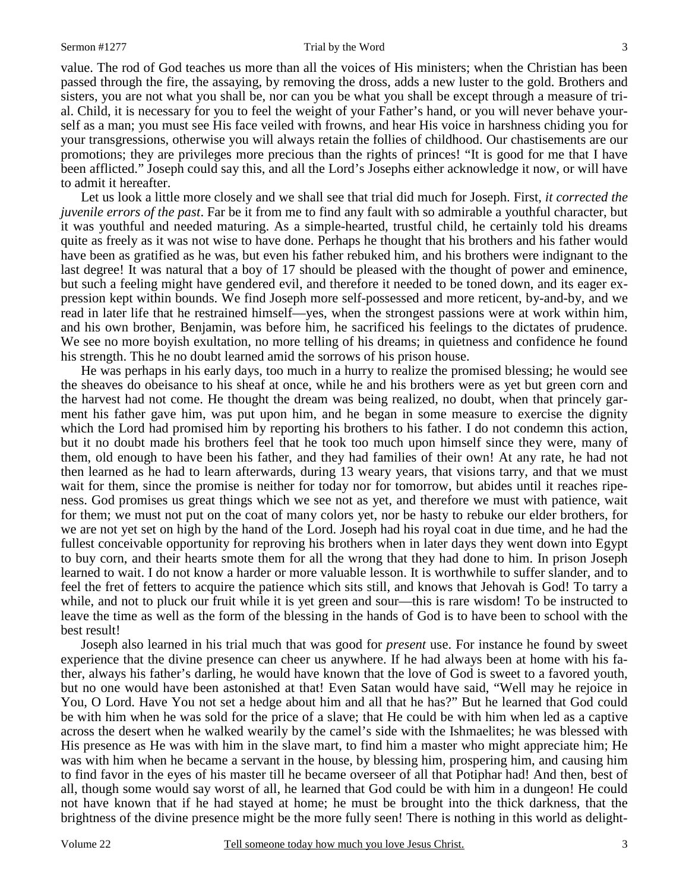value. The rod of God teaches us more than all the voices of His ministers; when the Christian has been passed through the fire, the assaying, by removing the dross, adds a new luster to the gold. Brothers and sisters, you are not what you shall be, nor can you be what you shall be except through a measure of trial. Child, it is necessary for you to feel the weight of your Father's hand, or you will never behave yourself as a man; you must see His face veiled with frowns, and hear His voice in harshness chiding you for your transgressions, otherwise you will always retain the follies of childhood. Our chastisements are our promotions; they are privileges more precious than the rights of princes! "It is good for me that I have been afflicted." Joseph could say this, and all the Lord's Josephs either acknowledge it now, or will have to admit it hereafter.

Let us look a little more closely and we shall see that trial did much for Joseph. First, *it corrected the juvenile errors of the past*. Far be it from me to find any fault with so admirable a youthful character, but it was youthful and needed maturing. As a simple-hearted, trustful child, he certainly told his dreams quite as freely as it was not wise to have done. Perhaps he thought that his brothers and his father would have been as gratified as he was, but even his father rebuked him, and his brothers were indignant to the last degree! It was natural that a boy of 17 should be pleased with the thought of power and eminence, but such a feeling might have gendered evil, and therefore it needed to be toned down, and its eager expression kept within bounds. We find Joseph more self-possessed and more reticent, by-and-by, and we read in later life that he restrained himself—yes, when the strongest passions were at work within him, and his own brother, Benjamin, was before him, he sacrificed his feelings to the dictates of prudence. We see no more boyish exultation, no more telling of his dreams; in quietness and confidence he found his strength. This he no doubt learned amid the sorrows of his prison house.

He was perhaps in his early days, too much in a hurry to realize the promised blessing; he would see the sheaves do obeisance to his sheaf at once, while he and his brothers were as yet but green corn and the harvest had not come. He thought the dream was being realized, no doubt, when that princely garment his father gave him, was put upon him, and he began in some measure to exercise the dignity which the Lord had promised him by reporting his brothers to his father. I do not condemn this action, but it no doubt made his brothers feel that he took too much upon himself since they were, many of them, old enough to have been his father, and they had families of their own! At any rate, he had not then learned as he had to learn afterwards, during 13 weary years, that visions tarry, and that we must wait for them, since the promise is neither for today nor for tomorrow, but abides until it reaches ripeness. God promises us great things which we see not as yet, and therefore we must with patience, wait for them; we must not put on the coat of many colors yet, nor be hasty to rebuke our elder brothers, for we are not yet set on high by the hand of the Lord. Joseph had his royal coat in due time, and he had the fullest conceivable opportunity for reproving his brothers when in later days they went down into Egypt to buy corn, and their hearts smote them for all the wrong that they had done to him. In prison Joseph learned to wait. I do not know a harder or more valuable lesson. It is worthwhile to suffer slander, and to feel the fret of fetters to acquire the patience which sits still, and knows that Jehovah is God! To tarry a while, and not to pluck our fruit while it is yet green and sour—this is rare wisdom! To be instructed to leave the time as well as the form of the blessing in the hands of God is to have been to school with the best result!

Joseph also learned in his trial much that was good for *present* use. For instance he found by sweet experience that the divine presence can cheer us anywhere. If he had always been at home with his father, always his father's darling, he would have known that the love of God is sweet to a favored youth, but no one would have been astonished at that! Even Satan would have said, "Well may he rejoice in You, O Lord. Have You not set a hedge about him and all that he has?" But he learned that God could be with him when he was sold for the price of a slave; that He could be with him when led as a captive across the desert when he walked wearily by the camel's side with the Ishmaelites; he was blessed with His presence as He was with him in the slave mart, to find him a master who might appreciate him; He was with him when he became a servant in the house, by blessing him, prospering him, and causing him to find favor in the eyes of his master till he became overseer of all that Potiphar had! And then, best of all, though some would say worst of all, he learned that God could be with him in a dungeon! He could not have known that if he had stayed at home; he must be brought into the thick darkness, that the brightness of the divine presence might be the more fully seen! There is nothing in this world as delight-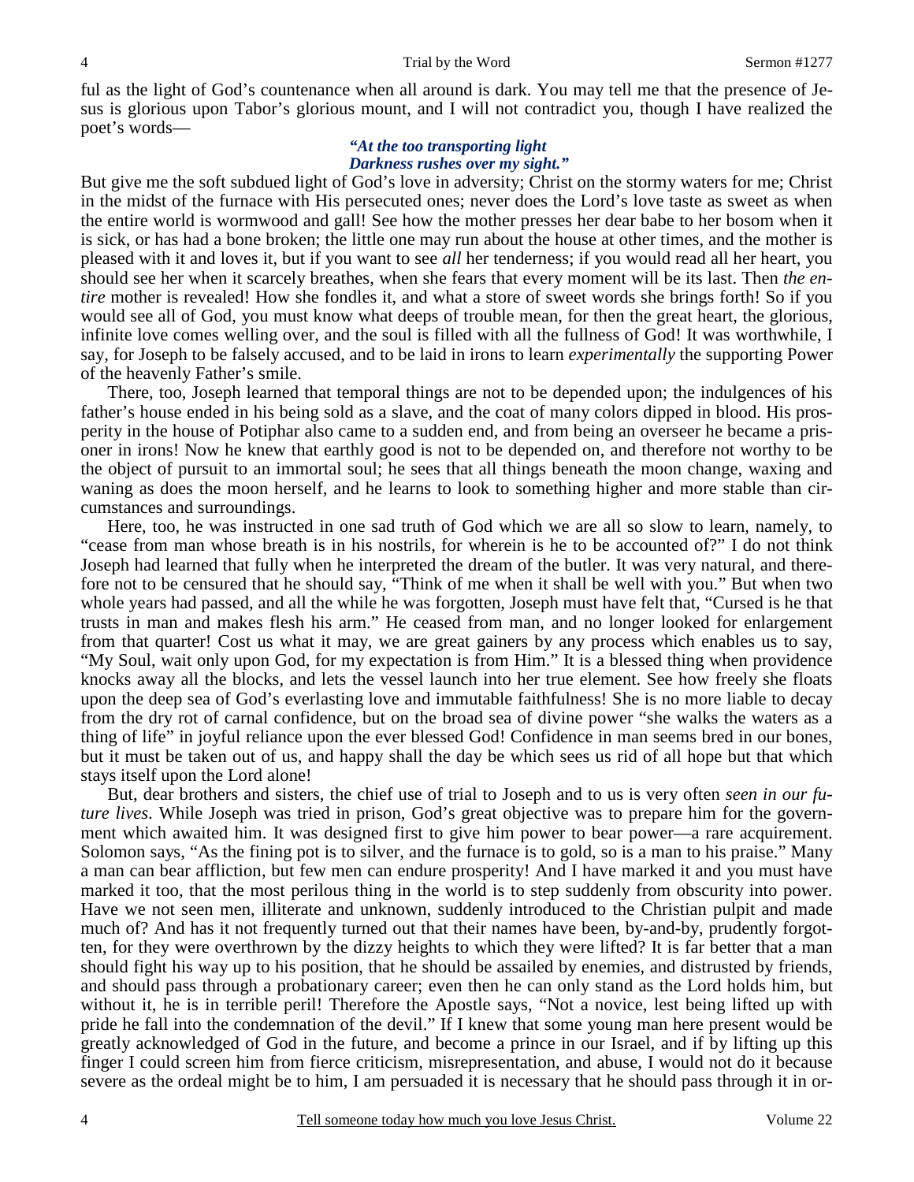ful as the light of God's countenance when all around is dark. You may tell me that the presence of Jesus is glorious upon Tabor's glorious mount, and I will not contradict you, though I have realized the poet's words—

> ***"At the too transporting light***
> ***Darkness rushes over my sight."***

But give me the soft subdued light of God's love in adversity; Christ on the stormy waters for me; Christ in the midst of the furnace with His persecuted ones; never does the Lord's love taste as sweet as when the entire world is wormwood and gall! See how the mother presses her dear babe to her bosom when it is sick, or has had a bone broken; the little one may run about the house at other times, and the mother is pleased with it and loves it, but if you want to see *all* her tenderness; if you would read all her heart, you should see her when it scarcely breathes, when she fears that every moment will be its last. Then *the entire* mother is revealed! How she fondles it, and what a store of sweet words she brings forth! So if you would see all of God, you must know what deeps of trouble mean, for then the great heart, the glorious, infinite love comes welling over, and the soul is filled with all the fullness of God! It was worthwhile, I say, for Joseph to be falsely accused, and to be laid in irons to learn *experimentally* the supporting Power of the heavenly Father's smile.

There, too, Joseph learned that temporal things are not to be depended upon; the indulgences of his father's house ended in his being sold as a slave, and the coat of many colors dipped in blood. His prosperity in the house of Potiphar also came to a sudden end, and from being an overseer he became a prisoner in irons! Now he knew that earthly good is not to be depended on, and therefore not worthy to be the object of pursuit to an immortal soul; he sees that all things beneath the moon change, waxing and waning as does the moon herself, and he learns to look to something higher and more stable than circumstances and surroundings.

Here, too, he was instructed in one sad truth of God which we are all so slow to learn, namely, to "cease from man whose breath is in his nostrils, for wherein is he to be accounted of?" I do not think Joseph had learned that fully when he interpreted the dream of the butler. It was very natural, and therefore not to be censured that he should say, "Think of me when it shall be well with you." But when two whole years had passed, and all the while he was forgotten, Joseph must have felt that, "Cursed is he that trusts in man and makes flesh his arm." He ceased from man, and no longer looked for enlargement from that quarter! Cost us what it may, we are great gainers by any process which enables us to say, "My Soul, wait only upon God, for my expectation is from Him." It is a blessed thing when providence knocks away all the blocks, and lets the vessel launch into her true element. See how freely she floats upon the deep sea of God's everlasting love and immutable faithfulness! She is no more liable to decay from the dry rot of carnal confidence, but on the broad sea of divine power "she walks the waters as a thing of life" in joyful reliance upon the ever blessed God! Confidence in man seems bred in our bones, but it must be taken out of us, and happy shall the day be which sees us rid of all hope but that which stays itself upon the Lord alone!

But, dear brothers and sisters, the chief use of trial to Joseph and to us is very often *seen in our future lives*. While Joseph was tried in prison, God's great objective was to prepare him for the government which awaited him. It was designed first to give him power to bear power—a rare acquirement. Solomon says, "As the fining pot is to silver, and the furnace is to gold, so is a man to his praise." Many a man can bear affliction, but few men can endure prosperity! And I have marked it and you must have marked it too, that the most perilous thing in the world is to step suddenly from obscurity into power. Have we not seen men, illiterate and unknown, suddenly introduced to the Christian pulpit and made much of? And has it not frequently turned out that their names have been, by-and-by, prudently forgotten, for they were overthrown by the dizzy heights to which they were lifted? It is far better that a man should fight his way up to his position, that he should be assailed by enemies, and distrusted by friends, and should pass through a probationary career; even then he can only stand as the Lord holds him, but without it, he is in terrible peril! Therefore the Apostle says, "Not a novice, lest being lifted up with pride he fall into the condemnation of the devil." If I knew that some young man here present would be greatly acknowledged of God in the future, and become a prince in our Israel, and if by lifting up this finger I could screen him from fierce criticism, misrepresentation, and abuse, I would not do it because severe as the ordeal might be to him, I am persuaded it is necessary that he should pass through it in or-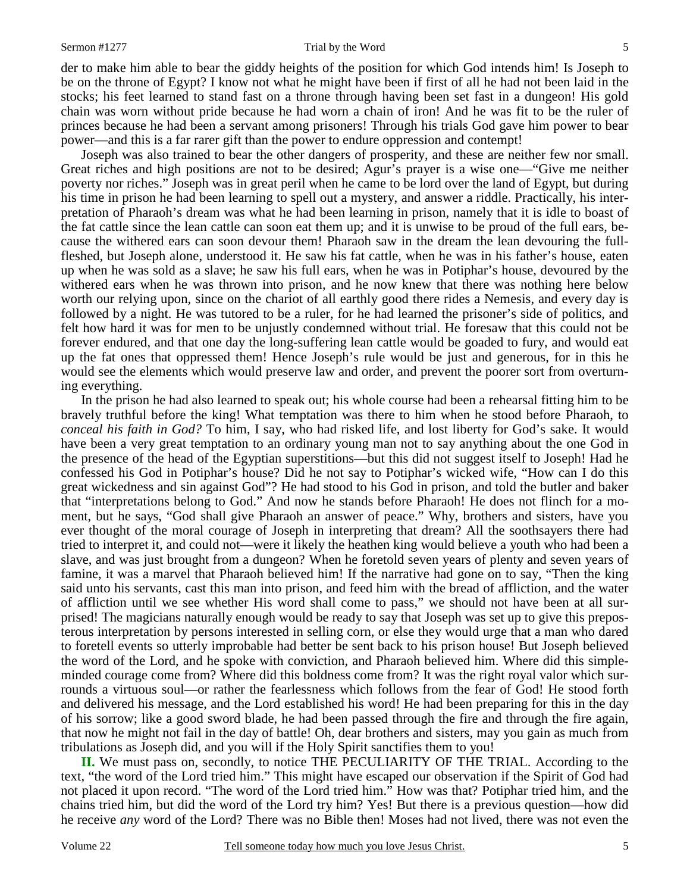der to make him able to bear the giddy heights of the position for which God intends him! Is Joseph to be on the throne of Egypt? I know not what he might have been if first of all he had not been laid in the stocks; his feet learned to stand fast on a throne through having been set fast in a dungeon! His gold chain was worn without pride because he had worn a chain of iron! And he was fit to be the ruler of princes because he had been a servant among prisoners! Through his trials God gave him power to bear power—and this is a far rarer gift than the power to endure oppression and contempt!

Joseph was also trained to bear the other dangers of prosperity, and these are neither few nor small. Great riches and high positions are not to be desired; Agur's prayer is a wise one—"Give me neither poverty nor riches." Joseph was in great peril when he came to be lord over the land of Egypt, but during his time in prison he had been learning to spell out a mystery, and answer a riddle. Practically, his interpretation of Pharaoh's dream was what he had been learning in prison, namely that it is idle to boast of the fat cattle since the lean cattle can soon eat them up; and it is unwise to be proud of the full ears, because the withered ears can soon devour them! Pharaoh saw in the dream the lean devouring the full-fleshed, but Joseph alone, understood it. He saw his fat cattle, when he was in his father's house, eaten up when he was sold as a slave; he saw his full ears, when he was in Potiphar's house, devoured by the withered ears when he was thrown into prison, and he now knew that there was nothing here below worth our relying upon, since on the chariot of all earthly good there rides a Nemesis, and every day is followed by a night. He was tutored to be a ruler, for he had learned the prisoner's side of politics, and felt how hard it was for men to be unjustly condemned without trial. He foresaw that this could not be forever endured, and that one day the long-suffering lean cattle would be goaded to fury, and would eat up the fat ones that oppressed them! Hence Joseph's rule would be just and generous, for in this he would see the elements which would preserve law and order, and prevent the poorer sort from overturning everything.

In the prison he had also learned to speak out; his whole course had been a rehearsal fitting him to be bravely truthful before the king! What temptation was there to him when he stood before Pharaoh, to *conceal his faith in God?* To him, I say, who had risked life, and lost liberty for God's sake. It would have been a very great temptation to an ordinary young man not to say anything about the one God in the presence of the head of the Egyptian superstitions—but this did not suggest itself to Joseph! Had he confessed his God in Potiphar's house? Did he not say to Potiphar's wicked wife, "How can I do this great wickedness and sin against God"? He had stood to his God in prison, and told the butler and baker that "interpretations belong to God." And now he stands before Pharaoh! He does not flinch for a moment, but he says, "God shall give Pharaoh an answer of peace." Why, brothers and sisters, have you ever thought of the moral courage of Joseph in interpreting that dream? All the soothsayers there had tried to interpret it, and could not—were it likely the heathen king would believe a youth who had been a slave, and was just brought from a dungeon? When he foretold seven years of plenty and seven years of famine, it was a marvel that Pharaoh believed him! If the narrative had gone on to say, "Then the king said unto his servants, cast this man into prison, and feed him with the bread of affliction, and the water of affliction until we see whether His word shall come to pass," we should not have been at all surprised! The magicians naturally enough would be ready to say that Joseph was set up to give this preposterous interpretation by persons interested in selling corn, or else they would urge that a man who dared to foretell events so utterly improbable had better be sent back to his prison house! But Joseph believed the word of the Lord, and he spoke with conviction, and Pharaoh believed him. Where did this simple-minded courage come from? Where did this boldness come from? It was the right royal valor which surrounds a virtuous soul—or rather the fearlessness which follows from the fear of God! He stood forth and delivered his message, and the Lord established his word! He had been preparing for this in the day of his sorrow; like a good sword blade, he had been passed through the fire and through the fire again, that now he might not fail in the day of battle! Oh, dear brothers and sisters, may you gain as much from tribulations as Joseph did, and you will if the Holy Spirit sanctifies them to you!

**II.** We must pass on, secondly, to notice THE PECULIARITY OF THE TRIAL. According to the text, "the word of the Lord tried him." This might have escaped our observation if the Spirit of God had not placed it upon record. "The word of the Lord tried him." How was that? Potiphar tried him, and the chains tried him, but did the word of the Lord try him? Yes! But there is a previous question—how did he receive *any* word of the Lord? There was no Bible then! Moses had not lived, there was not even the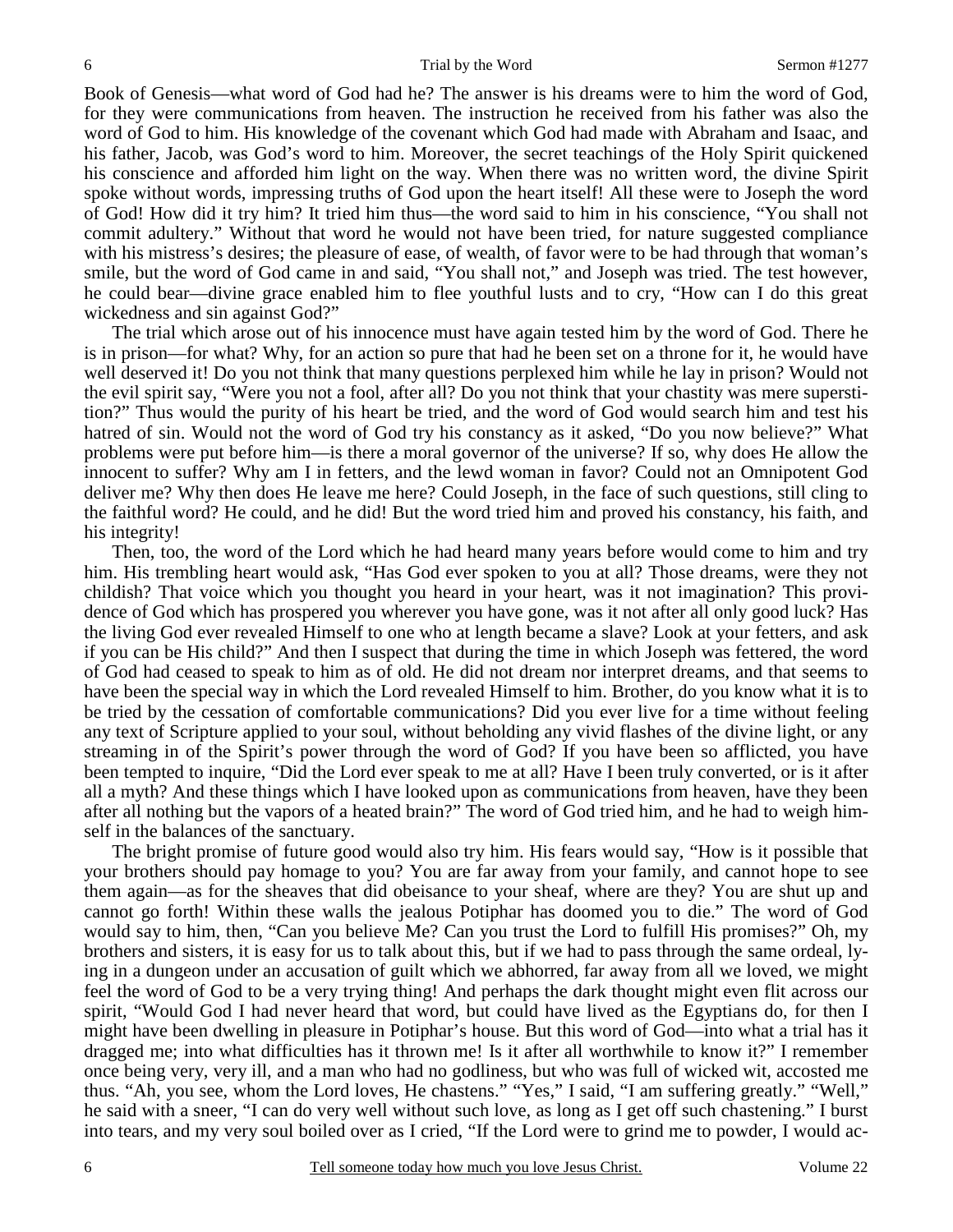Book of Genesis—what word of God had he? The answer is his dreams were to him the word of God, for they were communications from heaven. The instruction he received from his father was also the word of God to him. His knowledge of the covenant which God had made with Abraham and Isaac, and his father, Jacob, was God's word to him. Moreover, the secret teachings of the Holy Spirit quickened his conscience and afforded him light on the way. When there was no written word, the divine Spirit spoke without words, impressing truths of God upon the heart itself! All these were to Joseph the word of God! How did it try him? It tried him thus—the word said to him in his conscience, "You shall not commit adultery." Without that word he would not have been tried, for nature suggested compliance with his mistress's desires; the pleasure of ease, of wealth, of favor were to be had through that woman's smile, but the word of God came in and said, "You shall not," and Joseph was tried. The test however, he could bear—divine grace enabled him to flee youthful lusts and to cry, "How can I do this great wickedness and sin against God?"

The trial which arose out of his innocence must have again tested him by the word of God. There he is in prison—for what? Why, for an action so pure that had he been set on a throne for it, he would have well deserved it! Do you not think that many questions perplexed him while he lay in prison? Would not the evil spirit say, "Were you not a fool, after all? Do you not think that your chastity was mere superstition?" Thus would the purity of his heart be tried, and the word of God would search him and test his hatred of sin. Would not the word of God try his constancy as it asked, "Do you now believe?" What problems were put before him—is there a moral governor of the universe? If so, why does He allow the innocent to suffer? Why am I in fetters, and the lewd woman in favor? Could not an Omnipotent God deliver me? Why then does He leave me here? Could Joseph, in the face of such questions, still cling to the faithful word? He could, and he did! But the word tried him and proved his constancy, his faith, and his integrity!

Then, too, the word of the Lord which he had heard many years before would come to him and try him. His trembling heart would ask, "Has God ever spoken to you at all? Those dreams, were they not childish? That voice which you thought you heard in your heart, was it not imagination? This providence of God which has prospered you wherever you have gone, was it not after all only good luck? Has the living God ever revealed Himself to one who at length became a slave? Look at your fetters, and ask if you can be His child?" And then I suspect that during the time in which Joseph was fettered, the word of God had ceased to speak to him as of old. He did not dream nor interpret dreams, and that seems to have been the special way in which the Lord revealed Himself to him. Brother, do you know what it is to be tried by the cessation of comfortable communications? Did you ever live for a time without feeling any text of Scripture applied to your soul, without beholding any vivid flashes of the divine light, or any streaming in of the Spirit's power through the word of God? If you have been so afflicted, you have been tempted to inquire, "Did the Lord ever speak to me at all? Have I been truly converted, or is it after all a myth? And these things which I have looked upon as communications from heaven, have they been after all nothing but the vapors of a heated brain?" The word of God tried him, and he had to weigh himself in the balances of the sanctuary.

The bright promise of future good would also try him. His fears would say, "How is it possible that your brothers should pay homage to you? You are far away from your family, and cannot hope to see them again—as for the sheaves that did obeisance to your sheaf, where are they? You are shut up and cannot go forth! Within these walls the jealous Potiphar has doomed you to die." The word of God would say to him, then, "Can you believe Me? Can you trust the Lord to fulfill His promises?" Oh, my brothers and sisters, it is easy for us to talk about this, but if we had to pass through the same ordeal, lying in a dungeon under an accusation of guilt which we abhorred, far away from all we loved, we might feel the word of God to be a very trying thing! And perhaps the dark thought might even flit across our spirit, "Would God I had never heard that word, but could have lived as the Egyptians do, for then I might have been dwelling in pleasure in Potiphar's house. But this word of God—into what a trial has it dragged me; into what difficulties has it thrown me! Is it after all worthwhile to know it?" I remember once being very, very ill, and a man who had no godliness, but who was full of wicked wit, accosted me thus. "Ah, you see, whom the Lord loves, He chastens." "Yes," I said, "I am suffering greatly." "Well," he said with a sneer, "I can do very well without such love, as long as I get off such chastening." I burst into tears, and my very soul boiled over as I cried, "If the Lord were to grind me to powder, I would ac-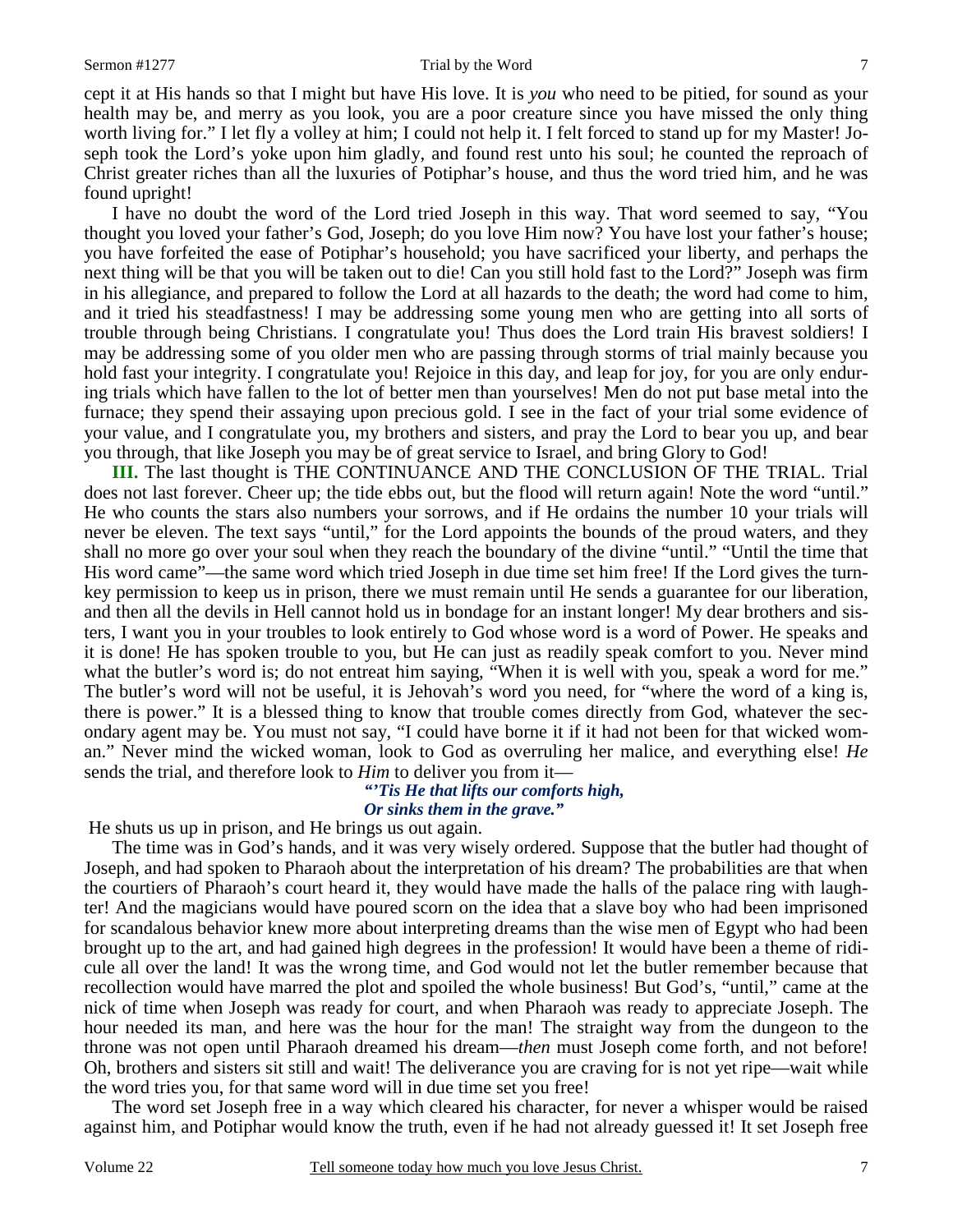cept it at His hands so that I might but have His love. It is *you* who need to be pitied, for sound as your health may be, and merry as you look, you are a poor creature since you have missed the only thing worth living for." I let fly a volley at him; I could not help it. I felt forced to stand up for my Master! Joseph took the Lord's yoke upon him gladly, and found rest unto his soul; he counted the reproach of Christ greater riches than all the luxuries of Potiphar's house, and thus the word tried him, and he was found upright!

I have no doubt the word of the Lord tried Joseph in this way. That word seemed to say, "You thought you loved your father's God, Joseph; do you love Him now? You have lost your father's house; you have forfeited the ease of Potiphar's household; you have sacrificed your liberty, and perhaps the next thing will be that you will be taken out to die! Can you still hold fast to the Lord?" Joseph was firm in his allegiance, and prepared to follow the Lord at all hazards to the death; the word had come to him, and it tried his steadfastness! I may be addressing some young men who are getting into all sorts of trouble through being Christians. I congratulate you! Thus does the Lord train His bravest soldiers! I may be addressing some of you older men who are passing through storms of trial mainly because you hold fast your integrity. I congratulate you! Rejoice in this day, and leap for joy, for you are only enduring trials which have fallen to the lot of better men than yourselves! Men do not put base metal into the furnace; they spend their assaying upon precious gold. I see in the fact of your trial some evidence of your value, and I congratulate you, my brothers and sisters, and pray the Lord to bear you up, and bear you through, that like Joseph you may be of great service to Israel, and bring Glory to God!

**III.** The last thought is THE CONTINUANCE AND THE CONCLUSION OF THE TRIAL. Trial does not last forever. Cheer up; the tide ebbs out, but the flood will return again! Note the word "until." He who counts the stars also numbers your sorrows, and if He ordains the number 10 your trials will never be eleven. The text says "until," for the Lord appoints the bounds of the proud waters, and they shall no more go over your soul when they reach the boundary of the divine "until." "Until the time that His word came"—the same word which tried Joseph in due time set him free! If the Lord gives the turnkey permission to keep us in prison, there we must remain until He sends a guarantee for our liberation, and then all the devils in Hell cannot hold us in bondage for an instant longer! My dear brothers and sisters, I want you in your troubles to look entirely to God whose word is a word of Power. He speaks and it is done! He has spoken trouble to you, but He can just as readily speak comfort to you. Never mind what the butler's word is; do not entreat him saying, "When it is well with you, speak a word for me." The butler's word will not be useful, it is Jehovah's word you need, for "where the word of a king is, there is power." It is a blessed thing to know that trouble comes directly from God, whatever the secondary agent may be. You must not say, "I could have borne it if it had not been for that wicked woman." Never mind the wicked woman, look to God as overruling her malice, and everything else! *He* sends the trial, and therefore look to *Him* to deliver you from it—

> ***"'Tis He that lifts our comforts high,***
> ***Or sinks them in the grave."***

He shuts us up in prison, and He brings us out again.

The time was in God's hands, and it was very wisely ordered. Suppose that the butler had thought of Joseph, and had spoken to Pharaoh about the interpretation of his dream? The probabilities are that when the courtiers of Pharaoh's court heard it, they would have made the halls of the palace ring with laughter! And the magicians would have poured scorn on the idea that a slave boy who had been imprisoned for scandalous behavior knew more about interpreting dreams than the wise men of Egypt who had been brought up to the art, and had gained high degrees in the profession! It would have been a theme of ridicule all over the land! It was the wrong time, and God would not let the butler remember because that recollection would have marred the plot and spoiled the whole business! But God's, "until," came at the nick of time when Joseph was ready for court, and when Pharaoh was ready to appreciate Joseph. The hour needed its man, and here was the hour for the man! The straight way from the dungeon to the throne was not open until Pharaoh dreamed his dream—*then* must Joseph come forth, and not before! Oh, brothers and sisters sit still and wait! The deliverance you are craving for is not yet ripe—wait while the word tries you, for that same word will in due time set you free!

The word set Joseph free in a way which cleared his character, for never a whisper would be raised against him, and Potiphar would know the truth, even if he had not already guessed it! It set Joseph free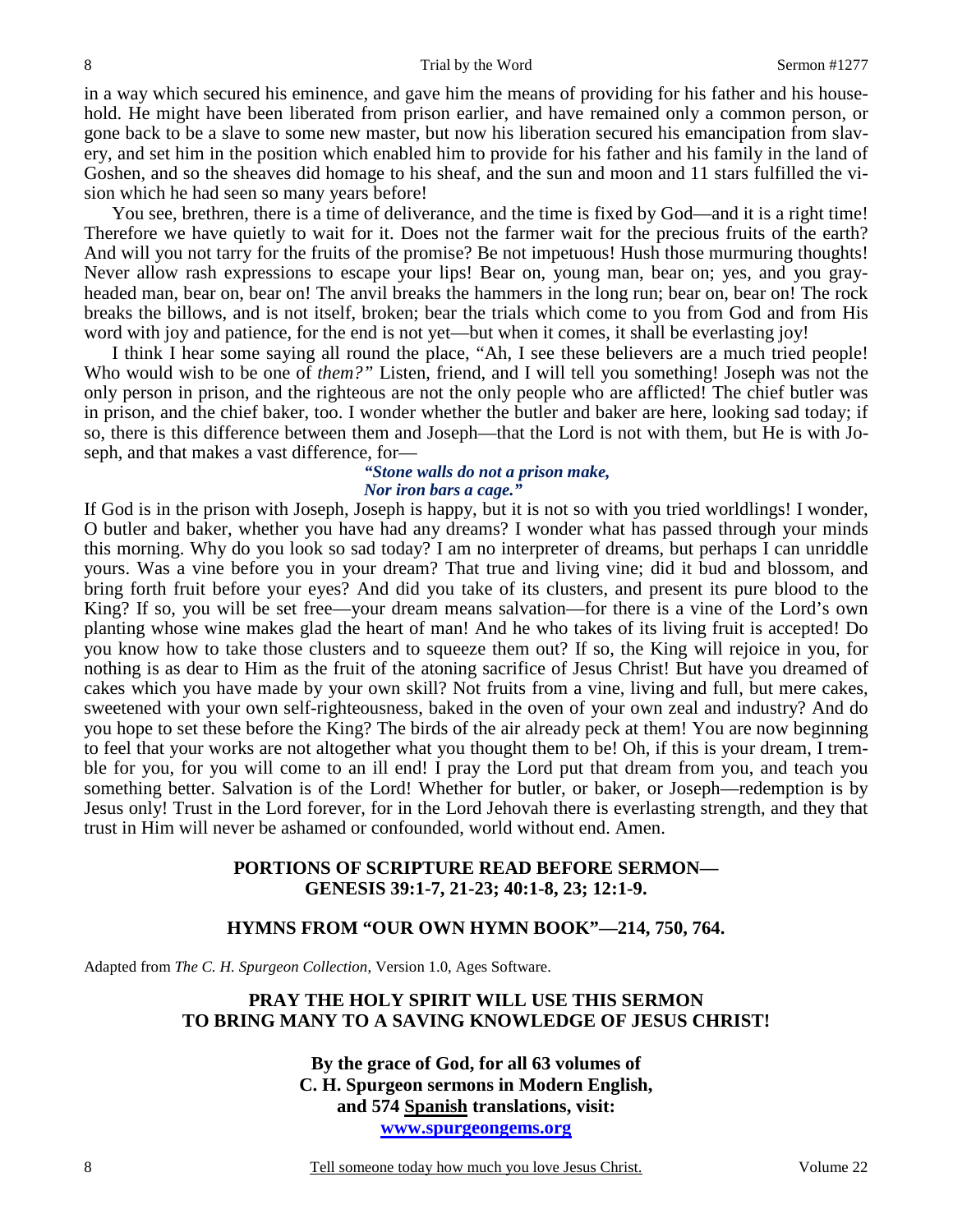in a way which secured his eminence, and gave him the means of providing for his father and his household. He might have been liberated from prison earlier, and have remained only a common person, or gone back to be a slave to some new master, but now his liberation secured his emancipation from slavery, and set him in the position which enabled him to provide for his father and his family in the land of Goshen, and so the sheaves did homage to his sheaf, and the sun and moon and 11 stars fulfilled the vision which he had seen so many years before!

You see, brethren, there is a time of deliverance, and the time is fixed by God—and it is a right time! Therefore we have quietly to wait for it. Does not the farmer wait for the precious fruits of the earth? And will you not tarry for the fruits of the promise? Be not impetuous! Hush those murmuring thoughts! Never allow rash expressions to escape your lips! Bear on, young man, bear on; yes, and you grayheaded man, bear on, bear on! The anvil breaks the hammers in the long run; bear on, bear on! The rock breaks the billows, and is not itself, broken; bear the trials which come to you from God and from His word with joy and patience, for the end is not yet—but when it comes, it shall be everlasting joy!

I think I hear some saying all round the place, "Ah, I see these believers are a much tried people! Who would wish to be one of *them?"* Listen, friend, and I will tell you something! Joseph was not the only person in prison, and the righteous are not the only people who are afflicted! The chief butler was in prison, and the chief baker, too. I wonder whether the butler and baker are here, looking sad today; if so, there is this difference between them and Joseph—that the Lord is not with them, but He is with Joseph, and that makes a vast difference, for—

*"Stone walls do not a prison make,*
*Nor iron bars a cage."*

If God is in the prison with Joseph, Joseph is happy, but it is not so with you tried worldlings! I wonder, O butler and baker, whether you have had any dreams? I wonder what has passed through your minds this morning. Why do you look so sad today? I am no interpreter of dreams, but perhaps I can unriddle yours. Was a vine before you in your dream? That true and living vine; did it bud and blossom, and bring forth fruit before your eyes? And did you take of its clusters, and present its pure blood to the King? If so, you will be set free—your dream means salvation—for there is a vine of the Lord's own planting whose wine makes glad the heart of man! And he who takes of its living fruit is accepted! Do you know how to take those clusters and to squeeze them out? If so, the King will rejoice in you, for nothing is as dear to Him as the fruit of the atoning sacrifice of Jesus Christ! But have you dreamed of cakes which you have made by your own skill? Not fruits from a vine, living and full, but mere cakes, sweetened with your own self-righteousness, baked in the oven of your own zeal and industry? And do you hope to set these before the King? The birds of the air already peck at them! You are now beginning to feel that your works are not altogether what you thought them to be! Oh, if this is your dream, I tremble for you, for you will come to an ill end! I pray the Lord put that dream from you, and teach you something better. Salvation is of the Lord! Whether for butler, or baker, or Joseph—redemption is by Jesus only! Trust in the Lord forever, for in the Lord Jehovah there is everlasting strength, and they that trust in Him will never be ashamed or confounded, world without end. Amen.

**PORTIONS OF SCRIPTURE READ BEFORE SERMON—**
**GENESIS 39:1-7, 21-23; 40:1-8, 23; 12:1-9.**

**HYMNS FROM "OUR OWN HYMN BOOK"—214, 750, 764.**

Adapted from *The C. H. Spurgeon Collection*, Version 1.0, Ages Software.

**PRAY THE HOLY SPIRIT WILL USE THIS SERMON**
**TO BRING MANY TO A SAVING KNOWLEDGE OF JESUS CHRIST!**

**By the grace of God, for all 63 volumes of**
**C. H. Spurgeon sermons in Modern English,**
**and 574 Spanish translations, visit:**
**www.spurgeongems.org**

Tell someone today how much you love Jesus Christ.